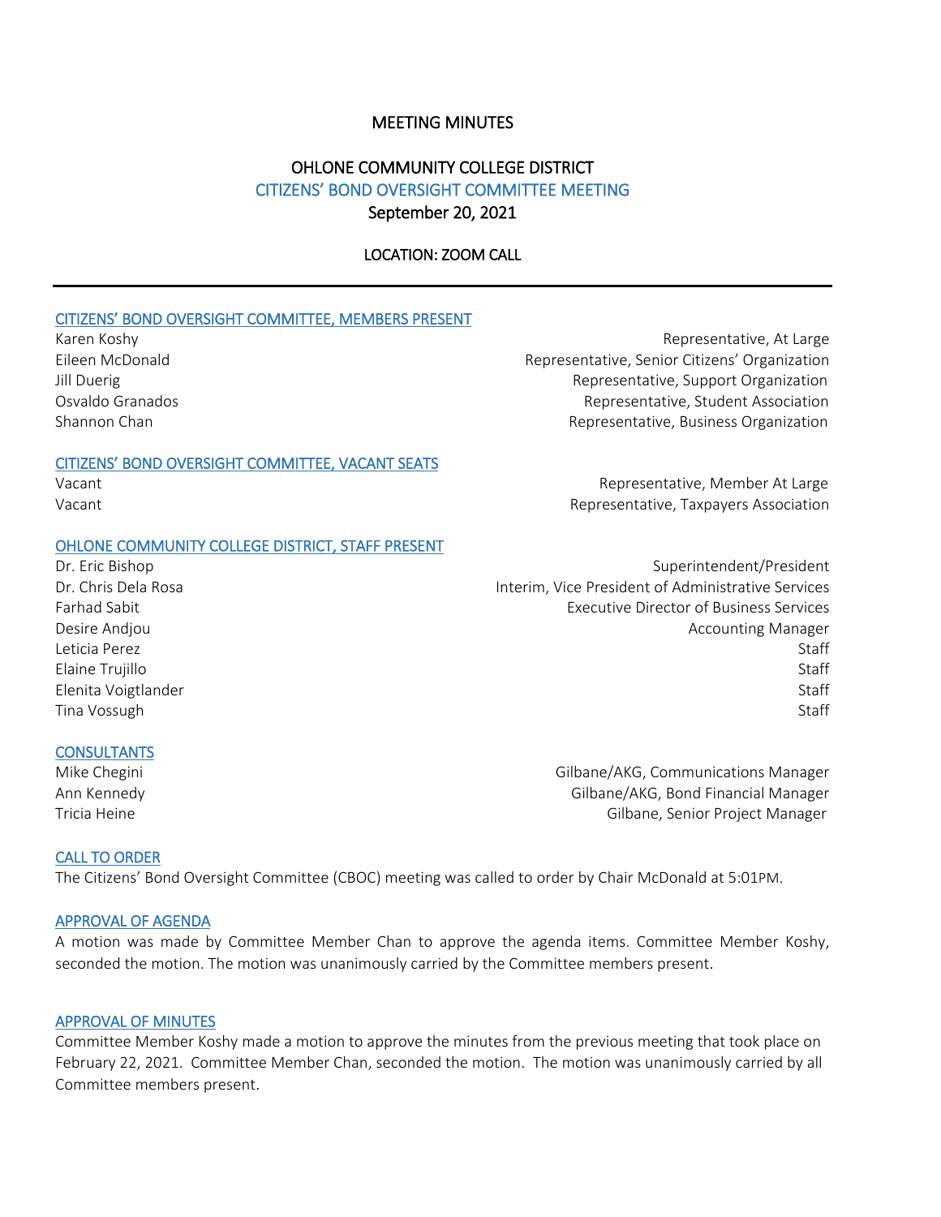# MEETING MINUTES

## OHLONE COMMUNITY COLLEGE DISTRICT
## CITIZENS' BOND OVERSIGHT COMMITTEE MEETING
## September 20, 2021

**LOCATION: ZOOM CALL**

---

### CITIZENS' BOND OVERSIGHT COMMITTEE, MEMBERS PRESENT

| Name | Role |
|---|---|
| Karen Koshy | Representative, At Large |
| Eileen McDonald | Representative, Senior Citizens' Organization |
| Jill Duerig | Representative, Support Organization |
| Osvaldo Granados | Representative, Student Association |
| Shannon Chan | Representative, Business Organization |

### CITIZENS' BOND OVERSIGHT COMMITTEE, VACANT SEATS

| Name | Role |
|---|---|
| Vacant | Representative, Member At Large |
| Vacant | Representative, Taxpayers Association |

### OHLONE COMMUNITY COLLEGE DISTRICT, STAFF PRESENT

| Name | Role |
|---|---|
| Dr. Eric Bishop | Superintendent/President |
| Dr. Chris Dela Rosa | Interim, Vice President of Administrative Services |
| Farhad Sabit | Executive Director of Business Services |
| Desire Andjou | Accounting Manager |
| Leticia Perez | Staff |
| Elaine Trujillo | Staff |
| Elenita Voigtlander | Staff |
| Tina Vossugh | Staff |

### CONSULTANTS

| Name | Role |
|---|---|
| Mike Chegini | Gilbane/AKG, Communications Manager |
| Ann Kennedy | Gilbane/AKG, Bond Financial Manager |
| Tricia Heine | Gilbane, Senior Project Manager |

### CALL TO ORDER

The Citizens' Bond Oversight Committee (CBOC) meeting was called to order by Chair McDonald at 5:01PM.

### APPROVAL OF AGENDA

A motion was made by Committee Member Chan to approve the agenda items. Committee Member Koshy, seconded the motion. The motion was unanimously carried by the Committee members present.

### APPROVAL OF MINUTES

Committee Member Koshy made a motion to approve the minutes from the previous meeting that took place on February 22, 2021. Committee Member Chan, seconded the motion. The motion was unanimously carried by all Committee members present.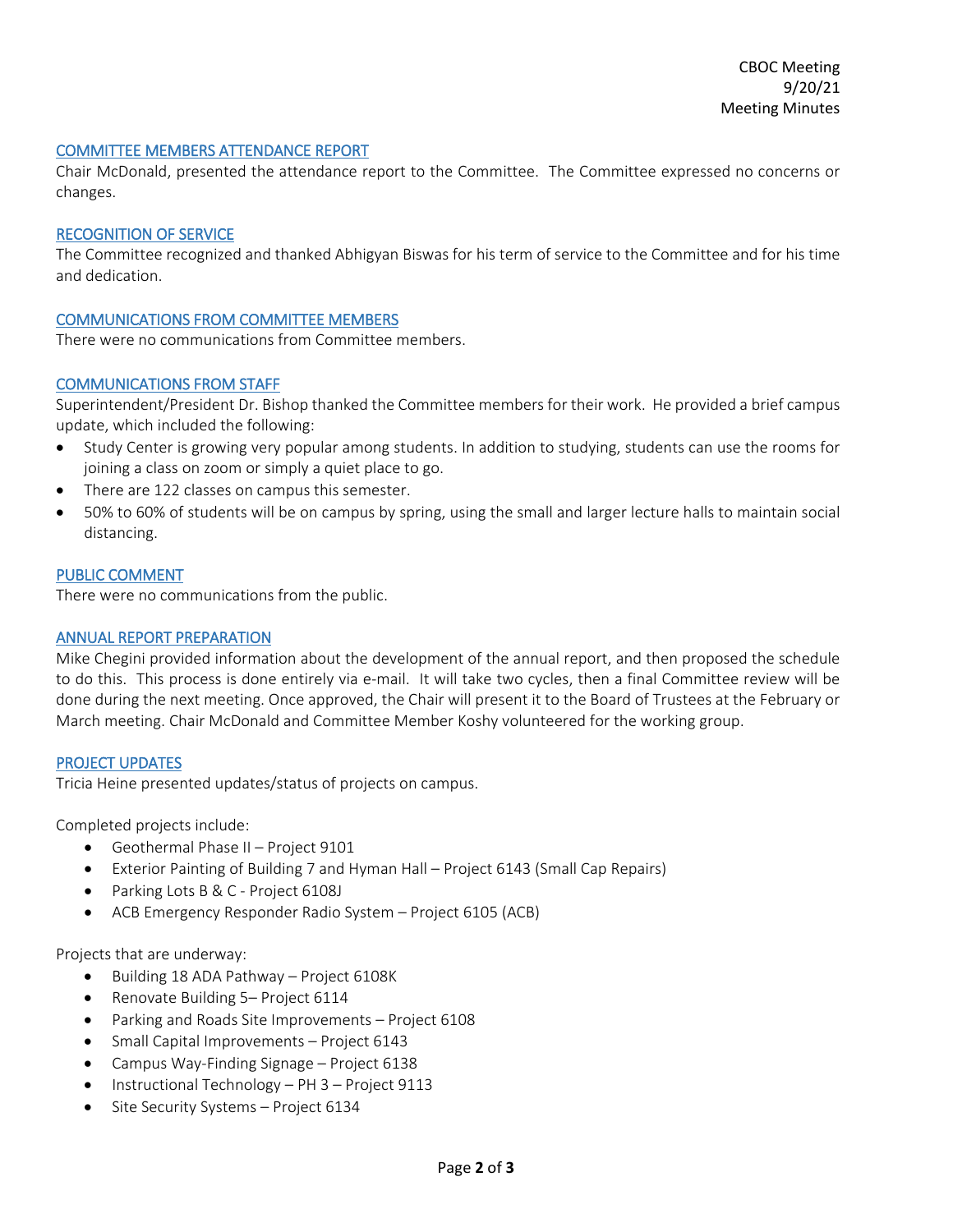## COMMITTEE MEMBERS ATTENDANCE REPORT

Chair McDonald, presented the attendance report to the Committee. The Committee expressed no concerns or changes.

## RECOGNITION OF SERVICE

The Committee recognized and thanked Abhigyan Biswas for his term of service to the Committee and for his time and dedication.

## COMMUNICATIONS FROM COMMITTEE MEMBERS

There were no communications from Committee members.

## COMMUNICATIONS FROM STAFF

Superintendent/President Dr. Bishop thanked the Committee members for their work. He provided a brief campus update, which included the following:

- Study Center is growing very popular among students. In addition to studying, students can use the rooms for joining a class on zoom or simply a quiet place to go.
- There are 122 classes on campus this semester.
- 50% to 60% of students will be on campus by spring, using the small and larger lecture halls to maintain social distancing.

## PUBLIC COMMENT

There were no communications from the public.

## ANNUAL REPORT PREPARATION

Mike Chegini provided information about the development of the annual report, and then proposed the schedule to do this. This process is done entirely via e-mail. It will take two cycles, then a final Committee review will be done during the next meeting. Once approved, the Chair will present it to the Board of Trustees at the February or March meeting. Chair McDonald and Committee Member Koshy volunteered for the working group.

## PROJECT UPDATES

Tricia Heine presented updates/status of projects on campus.

Completed projects include:

- Geothermal Phase II – Project 9101
- Exterior Painting of Building 7 and Hyman Hall – Project 6143 (Small Cap Repairs)
- Parking Lots B & C - Project 6108J
- ACB Emergency Responder Radio System – Project 6105 (ACB)

Projects that are underway:

- Building 18 ADA Pathway – Project 6108K
- Renovate Building 5– Project 6114
- Parking and Roads Site Improvements – Project 6108
- Small Capital Improvements – Project 6143
- Campus Way-Finding Signage – Project 6138
- Instructional Technology – PH 3 – Project 9113
- Site Security Systems – Project 6134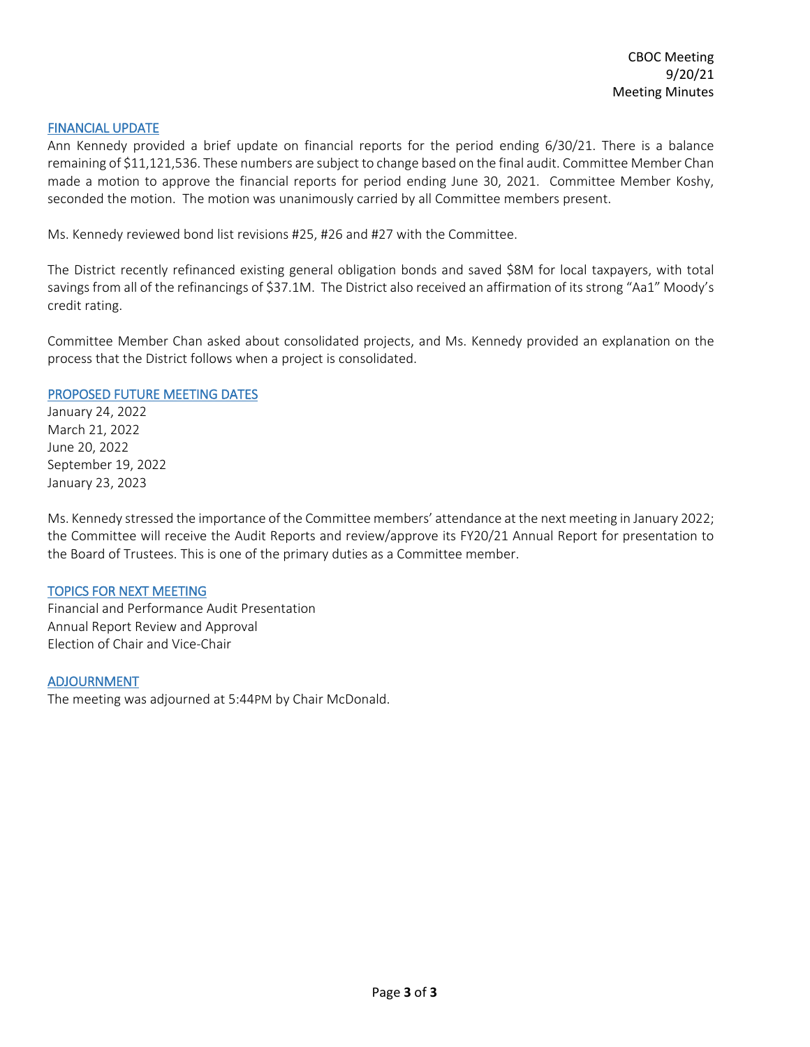CBOC Meeting
9/20/21
Meeting Minutes

## FINANCIAL UPDATE

Ann Kennedy provided a brief update on financial reports for the period ending 6/30/21. There is a balance remaining of $11,121,536. These numbers are subject to change based on the final audit. Committee Member Chan made a motion to approve the financial reports for period ending June 30, 2021. Committee Member Koshy, seconded the motion. The motion was unanimously carried by all Committee members present.

Ms. Kennedy reviewed bond list revisions #25, #26 and #27 with the Committee.

The District recently refinanced existing general obligation bonds and saved $8M for local taxpayers, with total savings from all of the refinancings of $37.1M. The District also received an affirmation of its strong "Aa1" Moody's credit rating.

Committee Member Chan asked about consolidated projects, and Ms. Kennedy provided an explanation on the process that the District follows when a project is consolidated.

## PROPOSED FUTURE MEETING DATES

January 24, 2022
March 21, 2022
June 20, 2022
September 19, 2022
January 23, 2023

Ms. Kennedy stressed the importance of the Committee members' attendance at the next meeting in January 2022; the Committee will receive the Audit Reports and review/approve its FY20/21 Annual Report for presentation to the Board of Trustees. This is one of the primary duties as a Committee member.

## TOPICS FOR NEXT MEETING

Financial and Performance Audit Presentation
Annual Report Review and Approval
Election of Chair and Vice-Chair

## ADJOURNMENT

The meeting was adjourned at 5:44PM by Chair McDonald.